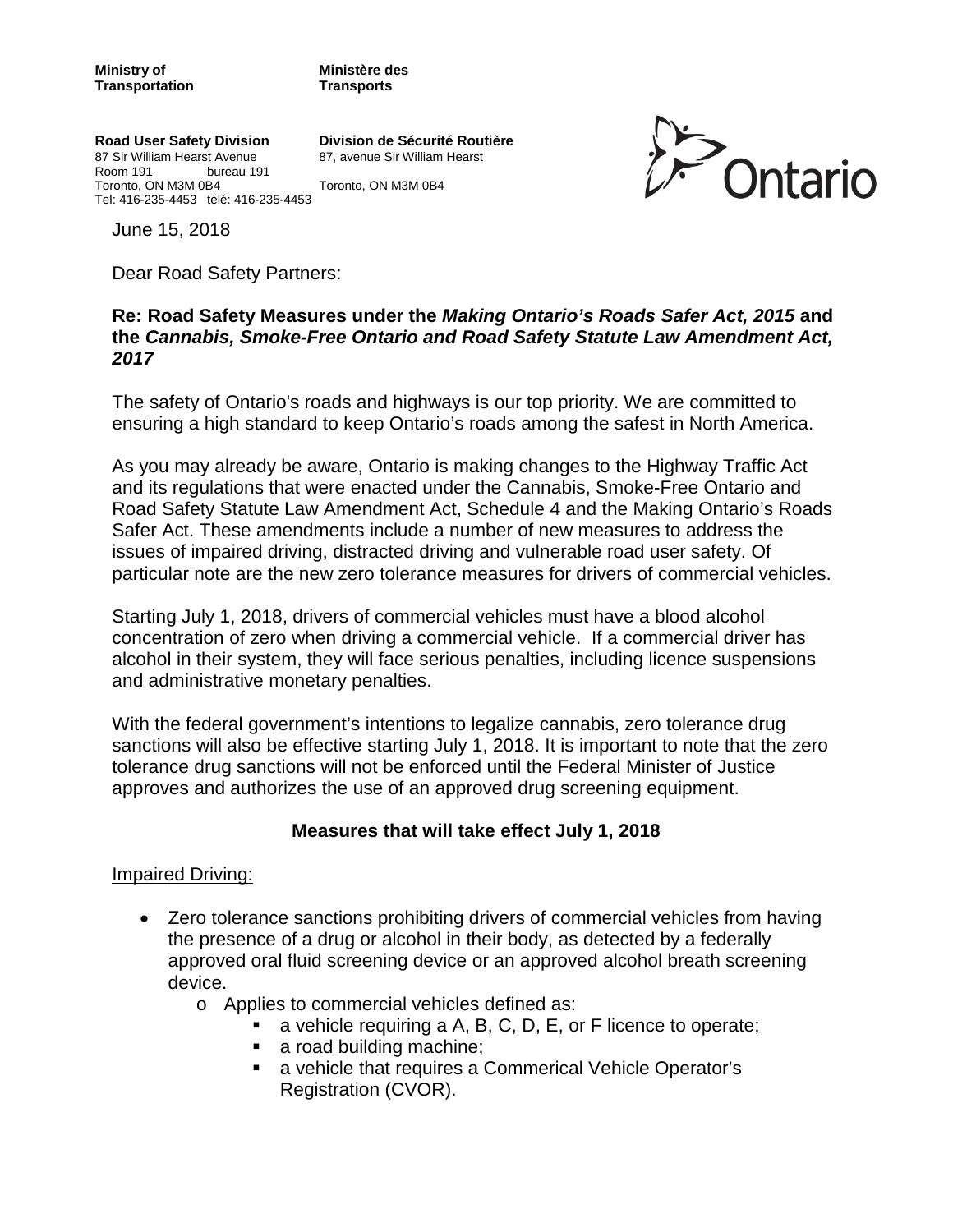**Ministry of Transportation**

**Ministère des Transports**

**Road User Safety Division**
87 Sir William Hearst Avenue
Room 191
Toronto, ON M3M 0B4
Tel: 416-235-4453

**Division de Sécurité Routière**
87, avenue Sir William Hearst
bureau 191
Toronto, ON M3M 0B4
télé: 416-235-4453

Ontario

June 15, 2018

Dear Road Safety Partners:

**Re: Road Safety Measures under the *Making Ontario's Roads Safer Act, 2015* and the *Cannabis, Smoke-Free Ontario and Road Safety Statute Law Amendment Act, 2017***

The safety of Ontario's roads and highways is our top priority. We are committed to ensuring a high standard to keep Ontario's roads among the safest in North America.

As you may already be aware, Ontario is making changes to the Highway Traffic Act and its regulations that were enacted under the Cannabis, Smoke-Free Ontario and Road Safety Statute Law Amendment Act, Schedule 4 and the Making Ontario's Roads Safer Act. These amendments include a number of new measures to address the issues of impaired driving, distracted driving and vulnerable road user safety. Of particular note are the new zero tolerance measures for drivers of commercial vehicles.

Starting July 1, 2018, drivers of commercial vehicles must have a blood alcohol concentration of zero when driving a commercial vehicle. If a commercial driver has alcohol in their system, they will face serious penalties, including licence suspensions and administrative monetary penalties.

With the federal government's intentions to legalize cannabis, zero tolerance drug sanctions will also be effective starting July 1, 2018. It is important to note that the zero tolerance drug sanctions will not be enforced until the Federal Minister of Justice approves and authorizes the use of an approved drug screening equipment.

## Measures that will take effect July 1, 2018

Impaired Driving:

- Zero tolerance sanctions prohibiting drivers of commercial vehicles from having the presence of a drug or alcohol in their body, as detected by a federally approved oral fluid screening device or an approved alcohol breath screening device.
  - Applies to commercial vehicles defined as:
    - a vehicle requiring a A, B, C, D, E, or F licence to operate;
    - a road building machine;
    - a vehicle that requires a Commerical Vehicle Operator's Registration (CVOR).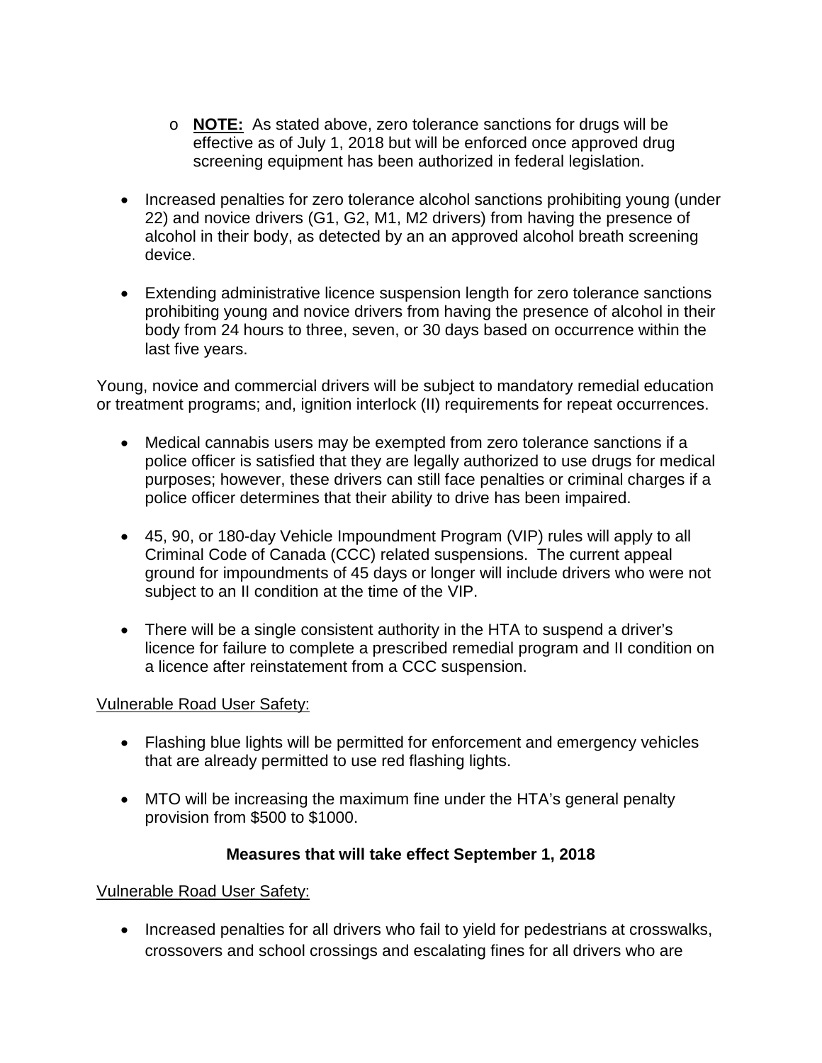- **NOTE:** As stated above, zero tolerance sanctions for drugs will be effective as of July 1, 2018 but will be enforced once approved drug screening equipment has been authorized in federal legislation.

- Increased penalties for zero tolerance alcohol sanctions prohibiting young (under 22) and novice drivers (G1, G2, M1, M2 drivers) from having the presence of alcohol in their body, as detected by an an approved alcohol breath screening device.

- Extending administrative licence suspension length for zero tolerance sanctions prohibiting young and novice drivers from having the presence of alcohol in their body from 24 hours to three, seven, or 30 days based on occurrence within the last five years.

Young, novice and commercial drivers will be subject to mandatory remedial education or treatment programs; and, ignition interlock (II) requirements for repeat occurrences.

- Medical cannabis users may be exempted from zero tolerance sanctions if a police officer is satisfied that they are legally authorized to use drugs for medical purposes; however, these drivers can still face penalties or criminal charges if a police officer determines that their ability to drive has been impaired.

- 45, 90, or 180-day Vehicle Impoundment Program (VIP) rules will apply to all Criminal Code of Canada (CCC) related suspensions. The current appeal ground for impoundments of 45 days or longer will include drivers who were not subject to an II condition at the time of the VIP.

- There will be a single consistent authority in the HTA to suspend a driver's licence for failure to complete a prescribed remedial program and II condition on a licence after reinstatement from a CCC suspension.

Vulnerable Road User Safety:

- Flashing blue lights will be permitted for enforcement and emergency vehicles that are already permitted to use red flashing lights.

- MTO will be increasing the maximum fine under the HTA's general penalty provision from $500 to $1000.

**Measures that will take effect September 1, 2018**

Vulnerable Road User Safety:

- Increased penalties for all drivers who fail to yield for pedestrians at crosswalks, crossovers and school crossings and escalating fines for all drivers who are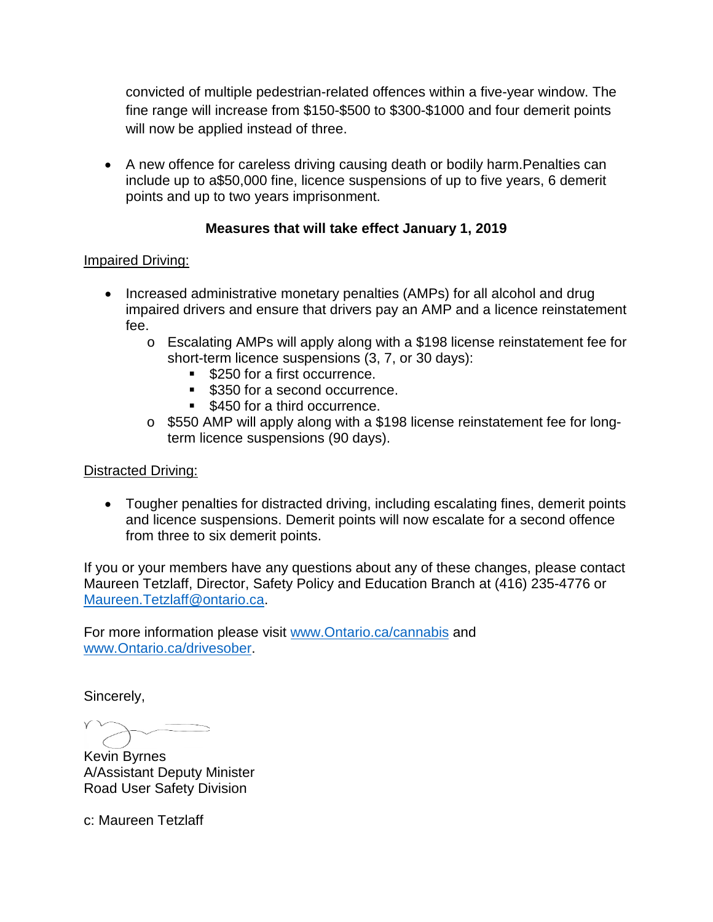convicted of multiple pedestrian-related offences within a five-year window. The fine range will increase from $150-$500 to $300-$1000 and four demerit points will now be applied instead of three.

- A new offence for careless driving causing death or bodily harm.Penalties can include up to a$50,000 fine, licence suspensions of up to five years, 6 demerit points and up to two years imprisonment.

**Measures that will take effect January 1, 2019**

Impaired Driving:

- Increased administrative monetary penalties (AMPs) for all alcohol and drug impaired drivers and ensure that drivers pay an AMP and a licence reinstatement fee.
  - Escalating AMPs will apply along with a $198 license reinstatement fee for short-term licence suspensions (3, 7, or 30 days):
    - $250 for a first occurrence.
    - $350 for a second occurrence.
    - $450 for a third occurrence.
  - $550 AMP will apply along with a $198 license reinstatement fee for long-term licence suspensions (90 days).

Distracted Driving:

- Tougher penalties for distracted driving, including escalating fines, demerit points and licence suspensions. Demerit points will now escalate for a second offence from three to six demerit points.

If you or your members have any questions about any of these changes, please contact Maureen Tetzlaff, Director, Safety Policy and Education Branch at (416) 235-4776 or Maureen.Tetzlaff@ontario.ca.

For more information please visit www.Ontario.ca/cannabis and www.Ontario.ca/drivesober.

Sincerely,

Kevin Byrnes
A/Assistant Deputy Minister
Road User Safety Division

c: Maureen Tetzlaff